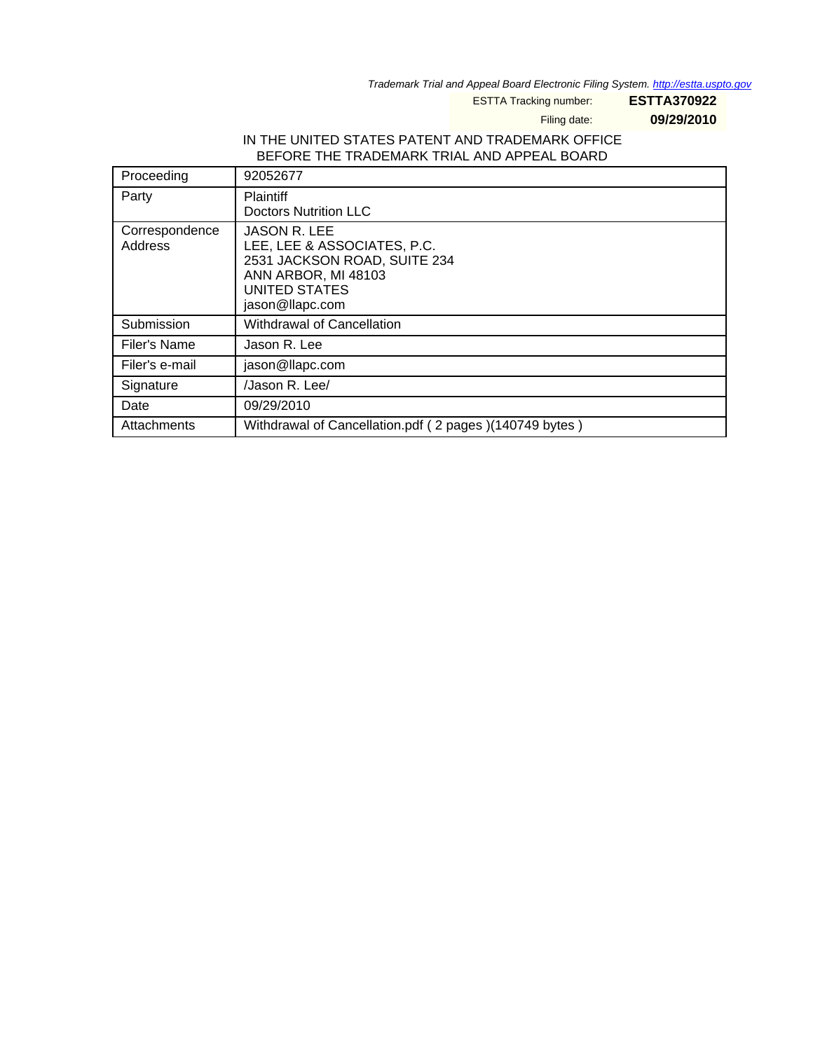*Trademark Trial and Appeal Board Electronic Filing System. http://estta.uspto.gov*

ESTTA Tracking number: **ESTTA370922**

Filing date: **09/29/2010**

IN THE UNITED STATES PATENT AND TRADEMARK OFFICE
BEFORE THE TRADEMARK TRIAL AND APPEAL BOARD

| | |
|---|---|
| Proceeding | 92052677 |
| Party | Plaintiff<br>Doctors Nutrition LLC |
| Correspondence Address | JASON R. LEE<br>LEE, LEE & ASSOCIATES, P.C.<br>2531 JACKSON ROAD, SUITE 234<br>ANN ARBOR, MI 48103<br>UNITED STATES<br>jason@llapc.com |
| Submission | Withdrawal of Cancellation |
| Filer's Name | Jason R. Lee |
| Filer's e-mail | jason@llapc.com |
| Signature | /Jason R. Lee/ |
| Date | 09/29/2010 |
| Attachments | Withdrawal of Cancellation.pdf ( 2 pages )(140749 bytes ) |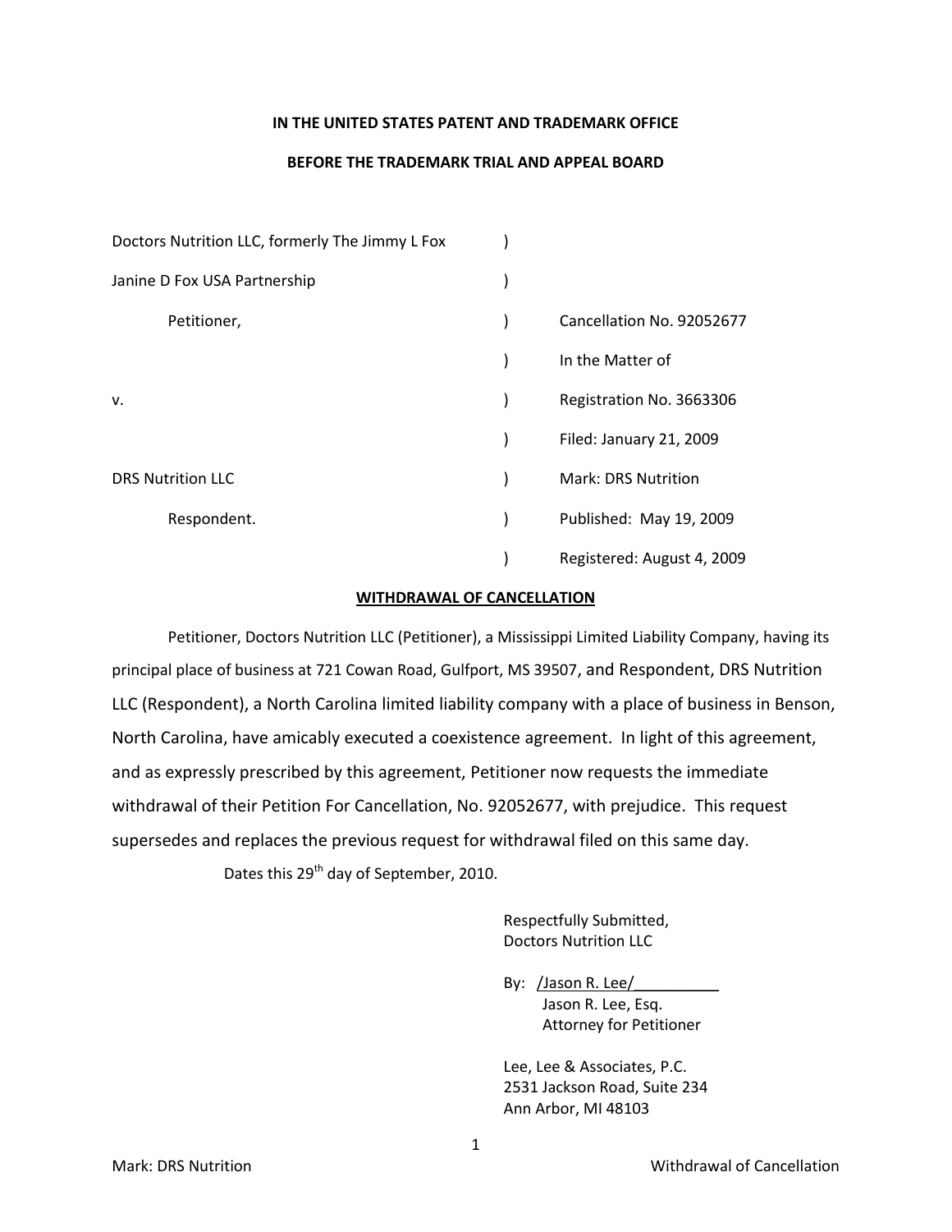**IN THE UNITED STATES PATENT AND TRADEMARK OFFICE**

**BEFORE THE TRADEMARK TRIAL AND APPEAL BOARD**

| | | |
|---|---|---|
| Doctors Nutrition LLC, formerly The Jimmy L Fox | ) | |
| Janine D Fox USA Partnership | ) | |
| Petitioner, | ) | Cancellation No. 92052677 |
| | ) | In the Matter of |
| v. | ) | Registration No. 3663306 |
| | ) | Filed: January 21, 2009 |
| DRS Nutrition LLC | ) | Mark: DRS Nutrition |
| Respondent. | ) | Published: May 19, 2009 |
| | ) | Registered: August 4, 2009 |

**WITHDRAWAL OF CANCELLATION**

Petitioner, Doctors Nutrition LLC (Petitioner), a Mississippi Limited Liability Company, having its principal place of business at 721 Cowan Road, Gulfport, MS 39507, and Respondent, DRS Nutrition LLC (Respondent), a North Carolina limited liability company with a place of business in Benson, North Carolina, have amicably executed a coexistence agreement. In light of this agreement, and as expressly prescribed by this agreement, Petitioner now requests the immediate withdrawal of their Petition For Cancellation, No. 92052677, with prejudice. This request supersedes and replaces the previous request for withdrawal filed on this same day.

Dates this 29th day of September, 2010.

Respectfully Submitted,
Doctors Nutrition LLC

By: /Jason R. Lee/
Jason R. Lee, Esq.
Attorney for Petitioner

Lee, Lee & Associates, P.C.
2531 Jackson Road, Suite 234
Ann Arbor, MI 48103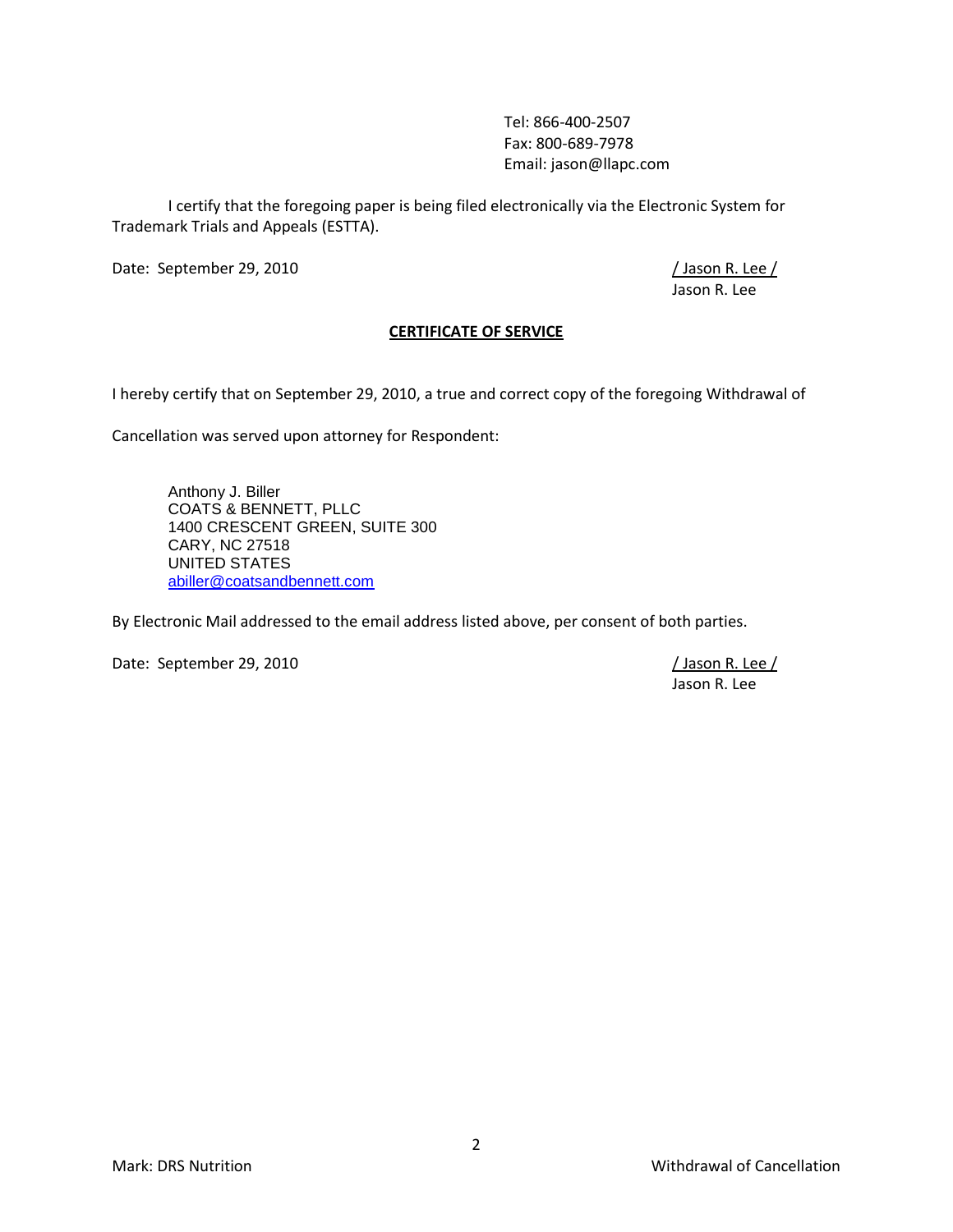Tel: 866-400-2507
Fax: 800-689-7978
Email: jason@llapc.com

I certify that the foregoing paper is being filed electronically via the Electronic System for Trademark Trials and Appeals (ESTTA).

Date: September 29, 2010

/ Jason R. Lee /
Jason R. Lee

**CERTIFICATE OF SERVICE**

I hereby certify that on September 29, 2010, a true and correct copy of the foregoing Withdrawal of Cancellation was served upon attorney for Respondent:

Anthony J. Biller
COATS & BENNETT, PLLC
1400 CRESCENT GREEN, SUITE 300
CARY, NC 27518
UNITED STATES
abiller@coatsandbennett.com

By Electronic Mail addressed to the email address listed above, per consent of both parties.

Date: September 29, 2010

/ Jason R. Lee /
Jason R. Lee